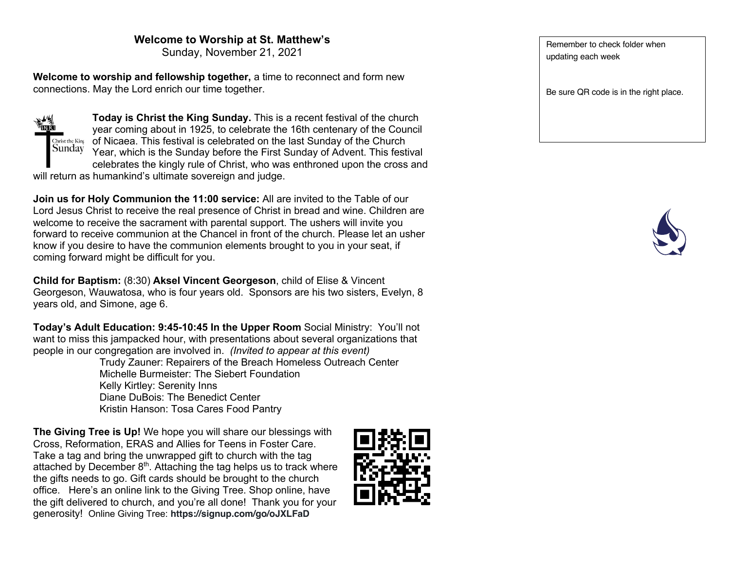**Welcome to Worship at St. Matthew's**
Sunday, November 21, 2021

**Welcome to worship and fellowship together,** a time to reconnect and form new connections. May the Lord enrich our time together.

**Today is Christ the King Sunday.** This is a recent festival of the church year coming about in 1925, to celebrate the 16th centenary of the Council of Nicaea. This festival is celebrated on the last Sunday of the Church Year, which is the Sunday before the First Sunday of Advent. This festival celebrates the kingly rule of Christ, who was enthroned upon the cross and will return as humankind's ultimate sovereign and judge.

**Join us for Holy Communion the 11:00 service:** All are invited to the Table of our Lord Jesus Christ to receive the real presence of Christ in bread and wine. Children are welcome to receive the sacrament with parental support. The ushers will invite you forward to receive communion at the Chancel in front of the church. Please let an usher know if you desire to have the communion elements brought to you in your seat, if coming forward might be difficult for you.

**Child for Baptism:** (8:30) **Aksel Vincent Georgeson**, child of Elise & Vincent Georgeson, Wauwatosa, who is four years old. Sponsors are his two sisters, Evelyn, 8 years old, and Simone, age 6.

**Today's Adult Education: 9:45-10:45 In the Upper Room** Social Ministry: You'll not want to miss this jampacked hour, with presentations about several organizations that people in our congregation are involved in. *(Invited to appear at this event)*

Trudy Zauner: Repairers of the Breach Homeless Outreach Center
Michelle Burmeister: The Siebert Foundation
Kelly Kirtley: Serenity Inns
Diane DuBois: The Benedict Center
Kristin Hanson: Tosa Cares Food Pantry

**The Giving Tree is Up!** We hope you will share our blessings with Cross, Reformation, ERAS and Allies for Teens in Foster Care. Take a tag and bring the unwrapped gift to church with the tag attached by December 8th. Attaching the tag helps us to track where the gifts needs to go. Gift cards should be brought to the church office. Here's an online link to the Giving Tree. Shop online, have the gift delivered to church, and you're all done! Thank you for your generosity! Online Giving Tree: **https://signup.com/go/oJXLFaD**

Remember to check folder when updating each week

Be sure QR code is in the right place.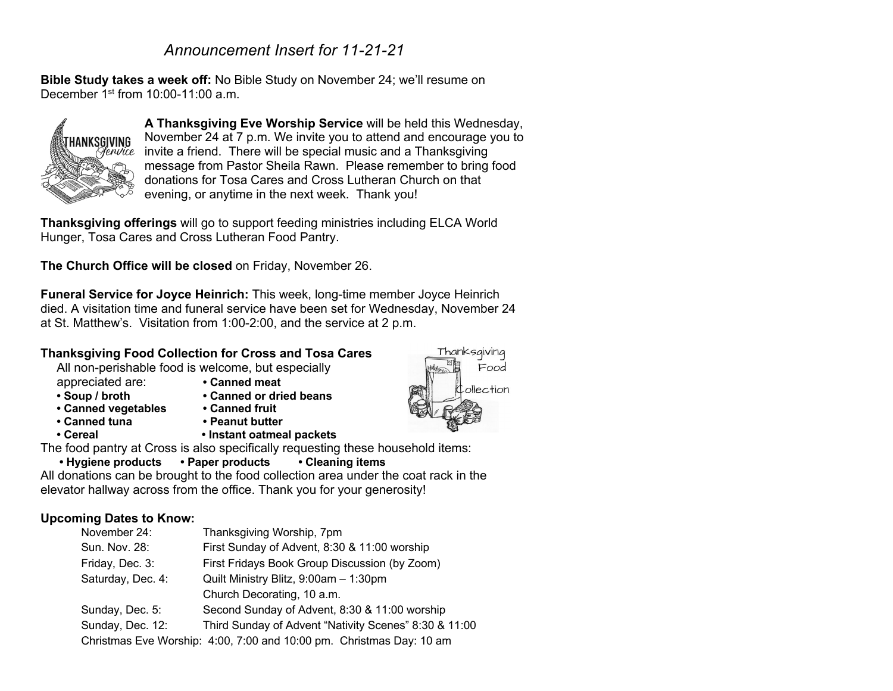*Announcement Insert for 11-21-21*

**Bible Study takes a week off:** No Bible Study on November 24; we'll resume on December 1st from 10:00-11:00 a.m.

**A Thanksgiving Eve Worship Service** will be held this Wednesday, November 24 at 7 p.m. We invite you to attend and encourage you to invite a friend. There will be special music and a Thanksgiving message from Pastor Sheila Rawn. Please remember to bring food donations for Tosa Cares and Cross Lutheran Church on that evening, or anytime in the next week. Thank you!

**Thanksgiving offerings** will go to support feeding ministries including ELCA World Hunger, Tosa Cares and Cross Lutheran Food Pantry.

**The Church Office will be closed** on Friday, November 26.

**Funeral Service for Joyce Heinrich:** This week, long-time member Joyce Heinrich died. A visitation time and funeral service have been set for Wednesday, November 24 at St. Matthew's. Visitation from 1:00-2:00, and the service at 2 p.m.

**Thanksgiving Food Collection for Cross and Tosa Cares**

All non-perishable food is welcome, but especially appreciated are:

- **Soup / broth**
- **Canned vegetables**
- **Canned tuna**
- **Cereal**
- **Canned meat**
- **Canned or dried beans**
- **Canned fruit**
- **Peanut butter**
- **Instant oatmeal packets**

The food pantry at Cross is also specifically requesting these household items:

- **Hygiene products**
- **Paper products**
- **Cleaning items**

All donations can be brought to the food collection area under the coat rack in the elevator hallway across from the office. Thank you for your generosity!

**Upcoming Dates to Know:**

| | |
|---|---|
| November 24: | Thanksgiving Worship, 7pm |
| Sun. Nov. 28: | First Sunday of Advent, 8:30 & 11:00 worship |
| Friday, Dec. 3: | First Fridays Book Group Discussion (by Zoom) |
| Saturday, Dec. 4: | Quilt Ministry Blitz, 9:00am – 1:30pm |
| | Church Decorating, 10 a.m. |
| Sunday, Dec. 5: | Second Sunday of Advent, 8:30 & 11:00 worship |
| Sunday, Dec. 12: | Third Sunday of Advent "Nativity Scenes" 8:30 & 11:00 |

Christmas Eve Worship: 4:00, 7:00 and 10:00 pm. Christmas Day: 10 am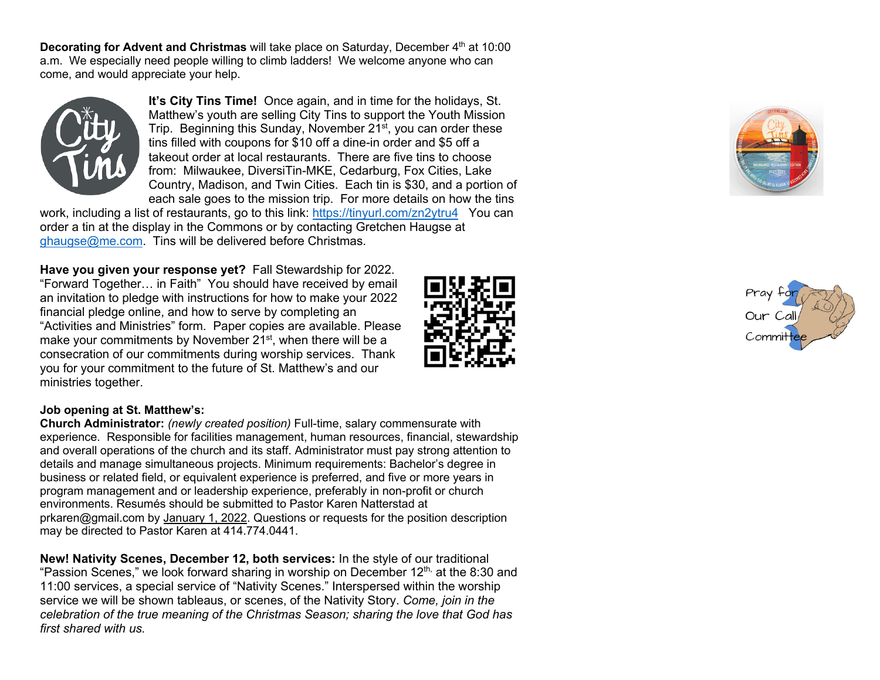**Decorating for Advent and Christmas** will take place on Saturday, December 4th at 10:00 a.m. We especially need people willing to climb ladders! We welcome anyone who can come, and would appreciate your help.

**It's City Tins Time!** Once again, and in time for the holidays, St. Matthew's youth are selling City Tins to support the Youth Mission Trip. Beginning this Sunday, November 21st, you can order these tins filled with coupons for $10 off a dine-in order and $5 off a takeout order at local restaurants. There are five tins to choose from: Milwaukee, DiversiTin-MKE, Cedarburg, Fox Cities, Lake Country, Madison, and Twin Cities. Each tin is $30, and a portion of each sale goes to the mission trip. For more details on how the tins work, including a list of restaurants, go to this link: https://tinyurl.com/zn2ytru4 You can order a tin at the display in the Commons or by contacting Gretchen Haugse at ghaugse@me.com. Tins will be delivered before Christmas.

**Have you given your response yet?** Fall Stewardship for 2022. "Forward Together… in Faith" You should have received by email an invitation to pledge with instructions for how to make your 2022 financial pledge online, and how to serve by completing an "Activities and Ministries" form. Paper copies are available. Please make your commitments by November 21st, when there will be a consecration of our commitments during worship services. Thank you for your commitment to the future of St. Matthew's and our ministries together.

**Job opening at St. Matthew's:**

**Church Administrator:** *(newly created position)* Full-time, salary commensurate with experience. Responsible for facilities management, human resources, financial, stewardship and overall operations of the church and its staff. Administrator must pay strong attention to details and manage simultaneous projects. Minimum requirements: Bachelor's degree in business or related field, or equivalent experience is preferred, and five or more years in program management and or leadership experience, preferably in non-profit or church environments. Resumés should be submitted to Pastor Karen Natterstad at prkaren@gmail.com by January 1, 2022. Questions or requests for the position description may be directed to Pastor Karen at 414.774.0441.

**New! Nativity Scenes, December 12, both services:** In the style of our traditional "Passion Scenes," we look forward sharing in worship on December 12th, at the 8:30 and 11:00 services, a special service of "Nativity Scenes." Interspersed within the worship service we will be shown tableaus, or scenes, of the Nativity Story. *Come, join in the celebration of the true meaning of the Christmas Season; sharing the love that God has first shared with us.*

Pray for Our Call Committee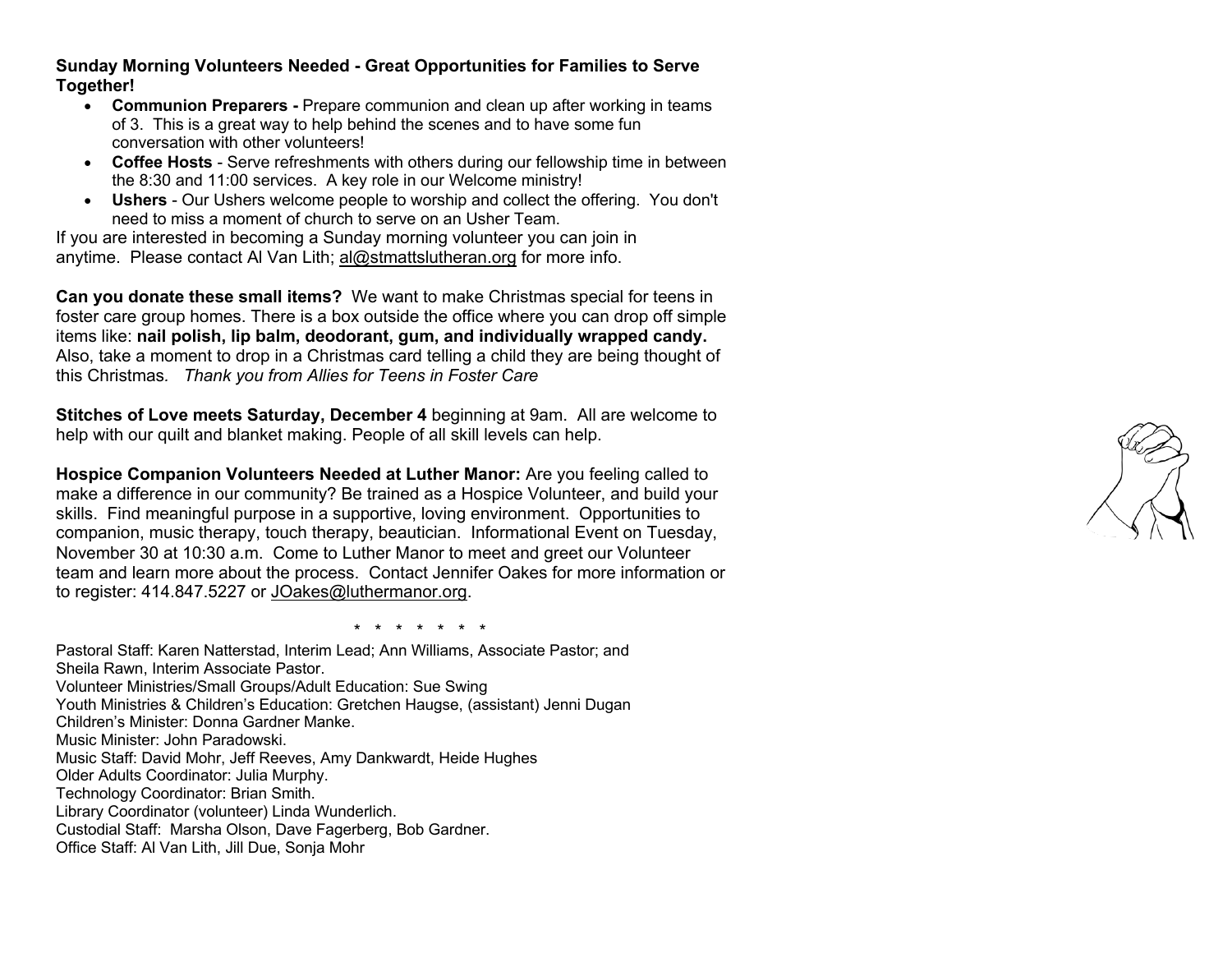**Sunday Morning Volunteers Needed - Great Opportunities for Families to Serve Together!**

- **Communion Preparers -** Prepare communion and clean up after working in teams of 3. This is a great way to help behind the scenes and to have some fun conversation with other volunteers!
- **Coffee Hosts** - Serve refreshments with others during our fellowship time in between the 8:30 and 11:00 services. A key role in our Welcome ministry!
- **Ushers** - Our Ushers welcome people to worship and collect the offering. You don't need to miss a moment of church to serve on an Usher Team.

If you are interested in becoming a Sunday morning volunteer you can join in anytime. Please contact Al Van Lith; al@stmattslutheran.org for more info.

**Can you donate these small items?** We want to make Christmas special for teens in foster care group homes. There is a box outside the office where you can drop off simple items like: **nail polish, lip balm, deodorant, gum, and individually wrapped candy.** Also, take a moment to drop in a Christmas card telling a child they are being thought of this Christmas. *Thank you from Allies for Teens in Foster Care*

**Stitches of Love meets Saturday, December 4** beginning at 9am. All are welcome to help with our quilt and blanket making. People of all skill levels can help.

**Hospice Companion Volunteers Needed at Luther Manor:** Are you feeling called to make a difference in our community? Be trained as a Hospice Volunteer, and build your skills. Find meaningful purpose in a supportive, loving environment. Opportunities to companion, music therapy, touch therapy, beautician. Informational Event on Tuesday, November 30 at 10:30 a.m. Come to Luther Manor to meet and greet our Volunteer team and learn more about the process. Contact Jennifer Oakes for more information or to register: 414.847.5227 or JOakes@luthermanor.org.

\* \* \* \* \* \* \*

Pastoral Staff: Karen Natterstad, Interim Lead; Ann Williams, Associate Pastor; and Sheila Rawn, Interim Associate Pastor.
Volunteer Ministries/Small Groups/Adult Education: Sue Swing
Youth Ministries & Children's Education: Gretchen Haugse, (assistant) Jenni Dugan
Children's Minister: Donna Gardner Manke.
Music Minister: John Paradowski.
Music Staff: David Mohr, Jeff Reeves, Amy Dankwardt, Heide Hughes
Older Adults Coordinator: Julia Murphy.
Technology Coordinator: Brian Smith.
Library Coordinator (volunteer) Linda Wunderlich.
Custodial Staff: Marsha Olson, Dave Fagerberg, Bob Gardner.
Office Staff: Al Van Lith, Jill Due, Sonja Mohr